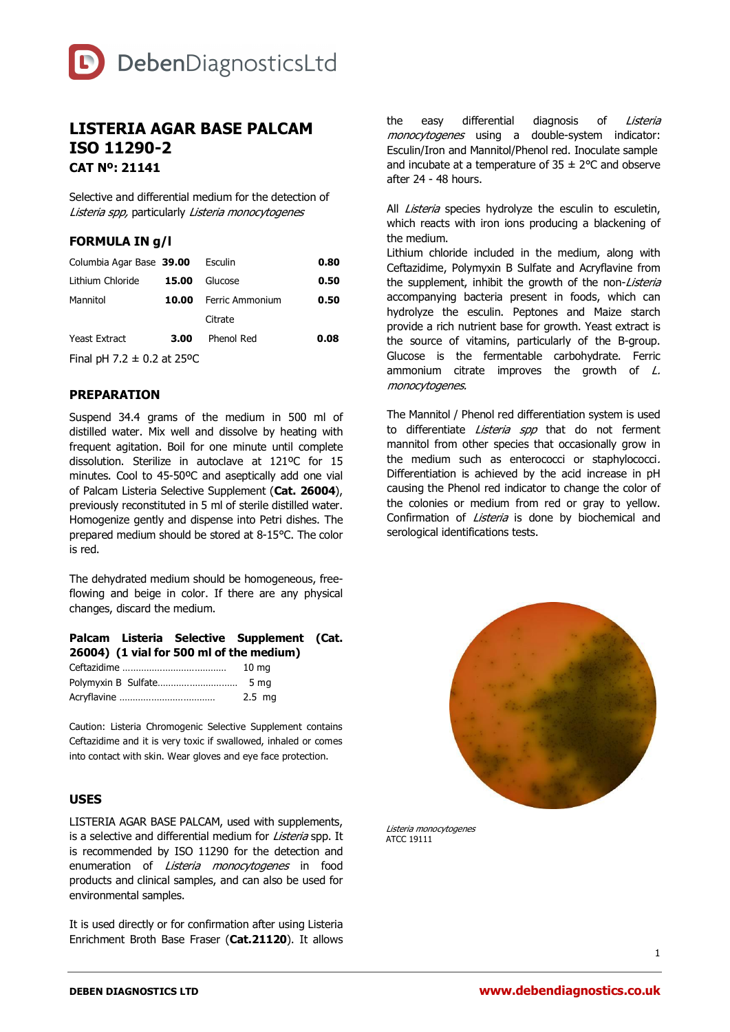DebenDiagnosticsLtd

# LISTERIA AGAR BASE PALCAM ISO 11290-2

**CAT Nº: 21141**

Selective and differential medium for the detection of *Listeria spp,* particularly *Listeria monocytogenes*

## FORMULA IN g/l

| | | | |
|---|---|---|---|
| Columbia Agar Base | **39.00** | Esculin | **0.80** |
| Lithium Chloride | **15.00** | Glucose | **0.50** |
| Mannitol | **10.00** | Ferric Ammonium Citrate | **0.50** |
| Yeast Extract | **3.00** | Phenol Red | **0.08** |

Final pH 7.2 ± 0.2 at 25ºC

## PREPARATION

Suspend 34.4 grams of the medium in 500 ml of distilled water. Mix well and dissolve by heating with frequent agitation. Boil for one minute until complete dissolution. Sterilize in autoclave at 121ºC for 15 minutes. Cool to 45-50ºC and aseptically add one vial of Palcam Listeria Selective Supplement (**Cat. 26004**), previously reconstituted in 5 ml of sterile distilled water. Homogenize gently and dispense into Petri dishes. The prepared medium should be stored at 8-15°C. The color is red.

The dehydrated medium should be homogeneous, free-flowing and beige in color. If there are any physical changes, discard the medium.

**Palcam Listeria Selective Supplement (Cat. 26004) (1 vial for 500 ml of the medium)**

| | |
|---|---|
| Ceftazidime | 10 mg |
| Polymyxin B Sulfate | 5 mg |
| Acryflavine | 2.5 mg |

Caution: Listeria Chromogenic Selective Supplement contains Ceftazidime and it is very toxic if swallowed, inhaled or comes into contact with skin. Wear gloves and eye face protection.

## USES

LISTERIA AGAR BASE PALCAM, used with supplements, is a selective and differential medium for *Listeria* spp. It is recommended by ISO 11290 for the detection and enumeration of *Listeria monocytogenes* in food products and clinical samples, and can also be used for environmental samples.

It is used directly or for confirmation after using Listeria Enrichment Broth Base Fraser (**Cat.21120**). It allows the easy differential diagnosis of *Listeria monocytogenes* using a double-system indicator: Esculin/Iron and Mannitol/Phenol red. Inoculate sample and incubate at a temperature of 35 ± 2°C and observe after 24 - 48 hours.

All *Listeria* species hydrolyze the esculin to esculetin, which reacts with iron ions producing a blackening of the medium.

Lithium chloride included in the medium, along with Ceftazidime, Polymyxin B Sulfate and Acryflavine from the supplement, inhibit the growth of the non-*Listeria* accompanying bacteria present in foods, which can hydrolyze the esculin. Peptones and Maize starch provide a rich nutrient base for growth. Yeast extract is the source of vitamins, particularly of the B-group. Glucose is the fermentable carbohydrate. Ferric ammonium citrate improves the growth of *L. monocytogenes.*

The Mannitol / Phenol red differentiation system is used to differentiate *Listeria spp* that do not ferment mannitol from other species that occasionally grow in the medium such as enterococci or staphylococci. Differentiation is achieved by the acid increase in pH causing the Phenol red indicator to change the color of the colonies or medium from red or gray to yellow. Confirmation of *Listeria* is done by biochemical and serological identifications tests.

*Listeria monocytogenes*
ATCC 19111

**DEBEN DIAGNOSTICS LTD** www.debendiagnostics.co.uk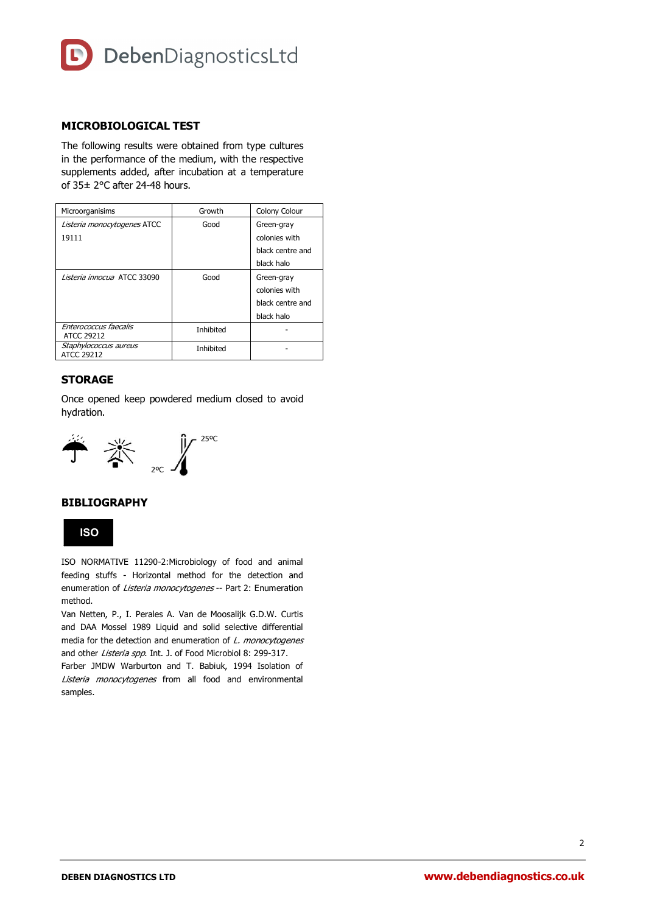## MICROBIOLOGICAL TEST

The following results were obtained from type cultures in the performance of the medium, with the respective supplements added, after incubation at a temperature of 35± 2°C after 24-48 hours.

| Microorganisims | Growth | Colony Colour |
|---|---|---|
| *Listeria monocytogenes* ATCC 19111 | Good | Green-gray colonies with black centre and black halo |
| *Listeria innocua* ATCC 33090 | Good | Green-gray colonies with black centre and black halo |
| *Enterococcus faecalis* ATCC 29212 | Inhibited | - |
| *Staphylococcus aureus* ATCC 29212 | Inhibited | - |

## STORAGE

Once opened keep powdered medium closed to avoid hydration.

2ºC 25ºC

## BIBLIOGRAPHY

ISO

ISO NORMATIVE 11290-2:Microbiology of food and animal feeding stuffs - Horizontal method for the detection and enumeration of *Listeria monocytogenes* -- Part 2: Enumeration method.

Van Netten, P., I. Perales A. Van de Moosalijk G.D.W. Curtis and DAA Mossel 1989 Liquid and solid selective differential media for the detection and enumeration of *L. monocytogenes* and other *Listeria spp.* Int. J. of Food Microbiol 8: 299-317.

Farber JMDW Warburton and T. Babiuk, 1994 Isolation of *Listeria monocytogenes* from all food and environmental samples.